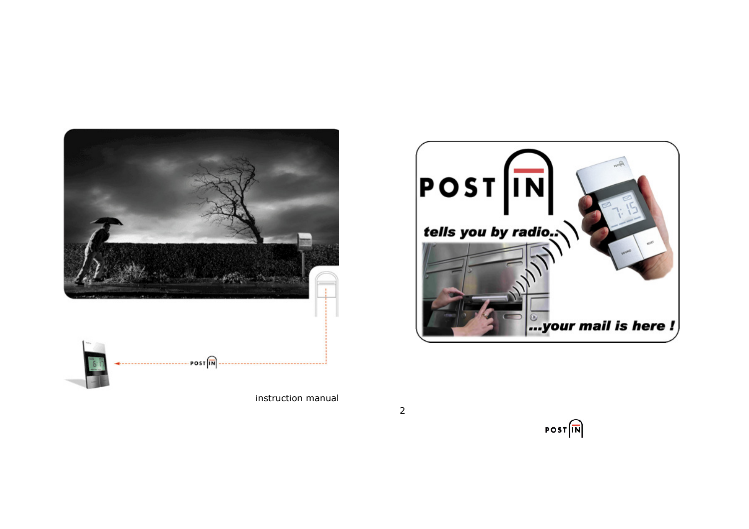instruction manual

**POST IN**

***tells you by radio..***

***...your mail is here !***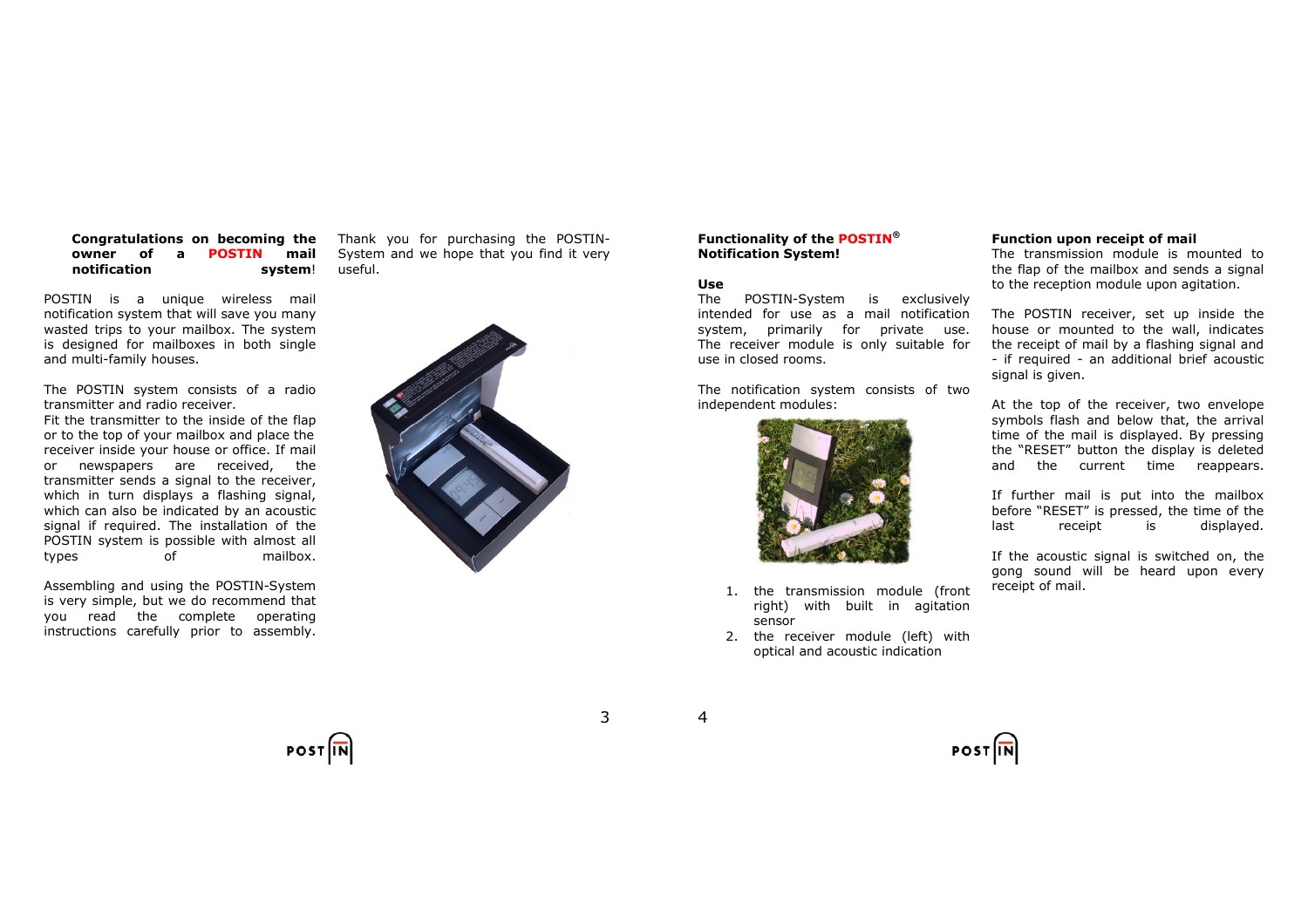**Congratulations on becoming the owner of a POSTIN mail notification system!**

POSTIN is a unique wireless mail notification system that will save you many wasted trips to your mailbox. The system is designed for mailboxes in both single and multi-family houses.

The POSTIN system consists of a radio transmitter and radio receiver.
Fit the transmitter to the inside of the flap or to the top of your mailbox and place the receiver inside your house or office. If mail or newspapers are received, the transmitter sends a signal to the receiver, which in turn displays a flashing signal, which can also be indicated by an acoustic signal if required. The installation of the POSTIN system is possible with almost all types of mailbox.

Assembling and using the POSTIN-System is very simple, but we do recommend that you read the complete operating instructions carefully prior to assembly.

Thank you for purchasing the POSTIN-System and we hope that you find it very useful.

**Functionality of the POSTIN® Notification System!**

**Use**

The POSTIN-System is exclusively intended for use as a mail notification system, primarily for private use. The receiver module is only suitable for use in closed rooms.

The notification system consists of two independent modules:

1. the transmission module (front right) with built in agitation sensor
2. the receiver module (left) with optical and acoustic indication

**Function upon receipt of mail**

The transmission module is mounted to the flap of the mailbox and sends a signal to the reception module upon agitation.

The POSTIN receiver, set up inside the house or mounted to the wall, indicates the receipt of mail by a flashing signal and - if required - an additional brief acoustic signal is given.

At the top of the receiver, two envelope symbols flash and below that, the arrival time of the mail is displayed. By pressing the "RESET" button the display is deleted and the current time reappears.

If further mail is put into the mailbox before "RESET" is pressed, the time of the last receipt is displayed.

If the acoustic signal is switched on, the gong sound will be heard upon every receipt of mail.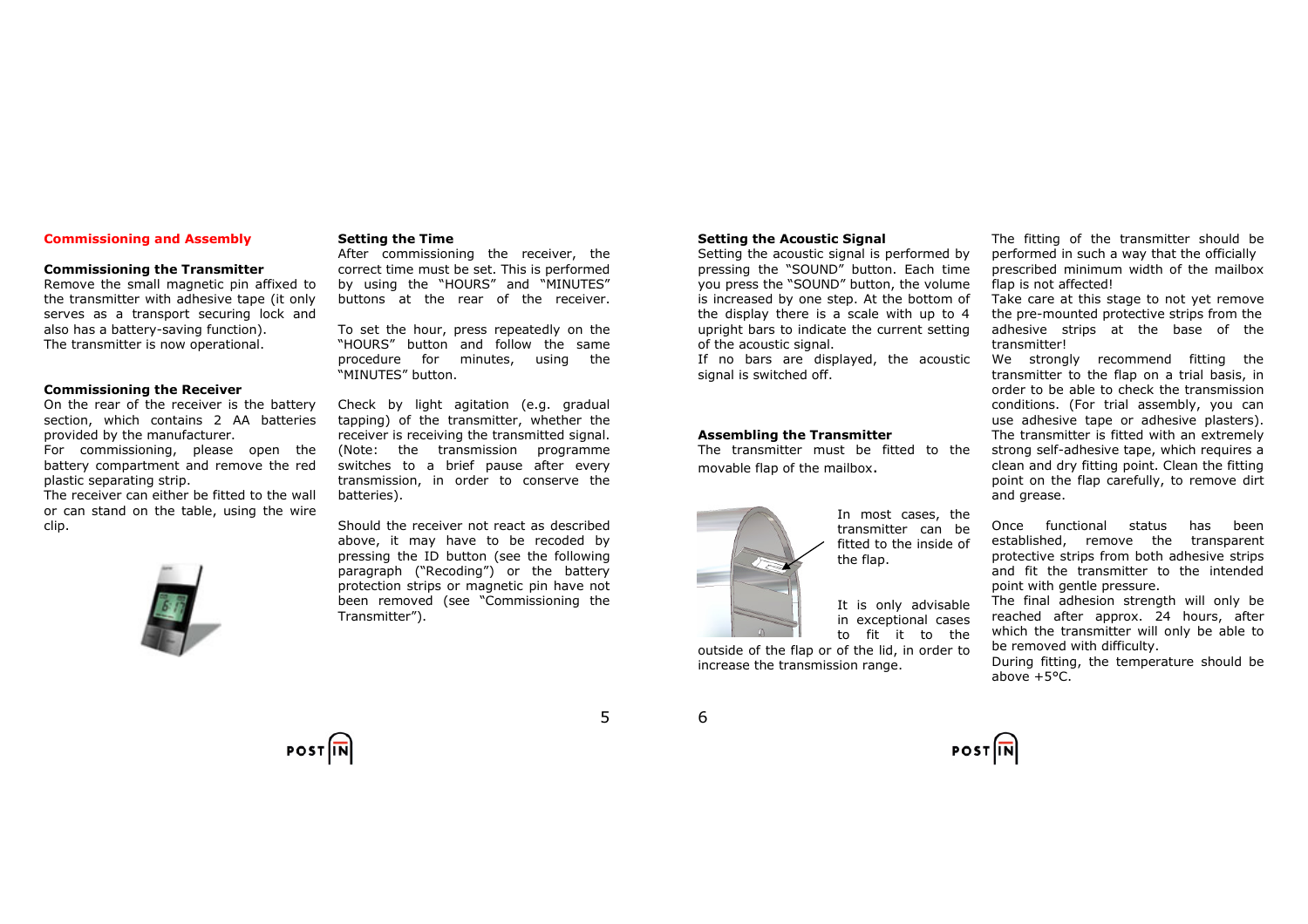## Commissioning and Assembly

### Commissioning the Transmitter

Remove the small magnetic pin affixed to the transmitter with adhesive tape (it only serves as a transport securing lock and also has a battery-saving function).
The transmitter is now operational.

### Commissioning the Receiver

On the rear of the receiver is the battery section, which contains 2 AA batteries provided by the manufacturer.
For commissioning, please open the battery compartment and remove the red plastic separating strip.
The receiver can either be fitted to the wall or can stand on the table, using the wire clip.

### Setting the Time

After commissioning the receiver, the correct time must be set. This is performed by using the "HOURS" and "MINUTES" buttons at the rear of the receiver.

To set the hour, press repeatedly on the "HOURS" button and follow the same procedure for minutes, using the "MINUTES" button.

Check by light agitation (e.g. gradual tapping) of the transmitter, whether the receiver is receiving the transmitted signal. (Note: the transmission programme switches to a brief pause after every transmission, in order to conserve the batteries).

Should the receiver not react as described above, it may have to be recoded by pressing the ID button (see the following paragraph ("Recoding") or the battery protection strips or magnetic pin have not been removed (see "Commissioning the Transmitter").

### Setting the Acoustic Signal

Setting the acoustic signal is performed by pressing the "SOUND" button. Each time you press the "SOUND" button, the volume is increased by one step. At the bottom of the display there is a scale with up to 4 upright bars to indicate the current setting of the acoustic signal.
If no bars are displayed, the acoustic signal is switched off.

### Assembling the Transmitter

The transmitter must be fitted to the movable flap of the mailbox.

In most cases, the transmitter can be fitted to the inside of the flap.

It is only advisable in exceptional cases to fit it to the outside of the flap or of the lid, in order to increase the transmission range.

The fitting of the transmitter should be performed in such a way that the officially prescribed minimum width of the mailbox flap is not affected!
Take care at this stage to not yet remove the pre-mounted protective strips from the adhesive strips at the base of the transmitter!
We strongly recommend fitting the transmitter to the flap on a trial basis, in order to be able to check the transmission conditions. (For trial assembly, you can use adhesive tape or adhesive plasters).
The transmitter is fitted with an extremely strong self-adhesive tape, which requires a clean and dry fitting point. Clean the fitting point on the flap carefully, to remove dirt and grease.

Once functional status has been established, remove the transparent protective strips from both adhesive strips and fit the transmitter to the intended point with gentle pressure.
The final adhesion strength will only be reached after approx. 24 hours, after which the transmitter will only be able to be removed with difficulty.
During fitting, the temperature should be above +5°C.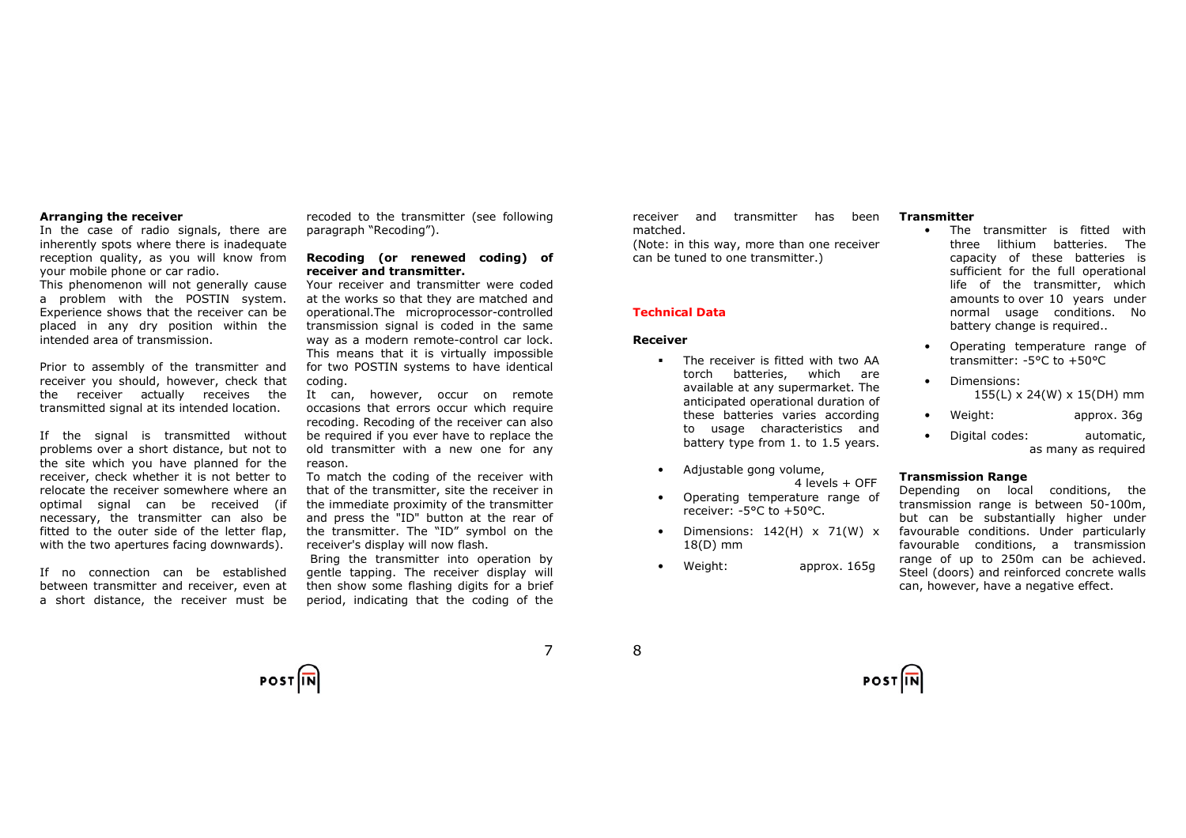**Arranging the receiver**

In the case of radio signals, there are inherently spots where there is inadequate reception quality, as you will know from your mobile phone or car radio.
This phenomenon will not generally cause a problem with the POSTIN system. Experience shows that the receiver can be placed in any dry position within the intended area of transmission.

Prior to assembly of the transmitter and receiver you should, however, check that the receiver actually receives the transmitted signal at its intended location.

If the signal is transmitted without problems over a short distance, but not to the site which you have planned for the receiver, check whether it is not better to relocate the receiver somewhere where an optimal signal can be received (if necessary, the transmitter can also be fitted to the outer side of the letter flap, with the two apertures facing downwards).

If no connection can be established between transmitter and receiver, even at a short distance, the receiver must be recoded to the transmitter (see following paragraph "Recoding").

**Recoding (or renewed coding) of receiver and transmitter.**

Your receiver and transmitter were coded at the works so that they are matched and operational.The microprocessor-controlled transmission signal is coded in the same way as a modern remote-control car lock. This means that it is virtually impossible for two POSTIN systems to have identical coding.
It can, however, occur on remote occasions that errors occur which require recoding. Recoding of the receiver can also be required if you ever have to replace the old transmitter with a new one for any reason.
To match the coding of the receiver with that of the transmitter, site the receiver in the immediate proximity of the transmitter and press the "ID" button at the rear of the transmitter. The "ID" symbol on the receiver's display will now flash.
Bring the transmitter into operation by gentle tapping. The receiver display will then show some flashing digits for a brief period, indicating that the coding of the receiver and transmitter has been matched.
(Note: in this way, more than one receiver can be tuned to one transmitter.)

## Technical Data

**Receiver**

- The receiver is fitted with two AA torch batteries, which are available at any supermarket. The anticipated operational duration of these batteries varies according to usage characteristics and battery type from 1. to 1.5 years.
- Adjustable gong volume, 4 levels + OFF
- Operating temperature range of receiver: -5°C to +50°C.
- Dimensions: 142(H) x 71(W) x 18(D) mm
- Weight: approx. 165g

**Transmitter**

- The transmitter is fitted with three lithium batteries. The capacity of these batteries is sufficient for the full operational life of the transmitter, which amounts to over 10 years under normal usage conditions. No battery change is required..
- Operating temperature range of transmitter: -5°C to +50°C
- Dimensions: 155(L) x 24(W) x 15(DH) mm
- Weight: approx. 36g
- Digital codes: automatic, as many as required

**Transmission Range**

Depending on local conditions, the transmission range is between 50-100m, but can be substantially higher under favourable conditions. Under particularly favourable conditions, a transmission range of up to 250m can be achieved. Steel (doors) and reinforced concrete walls can, however, have a negative effect.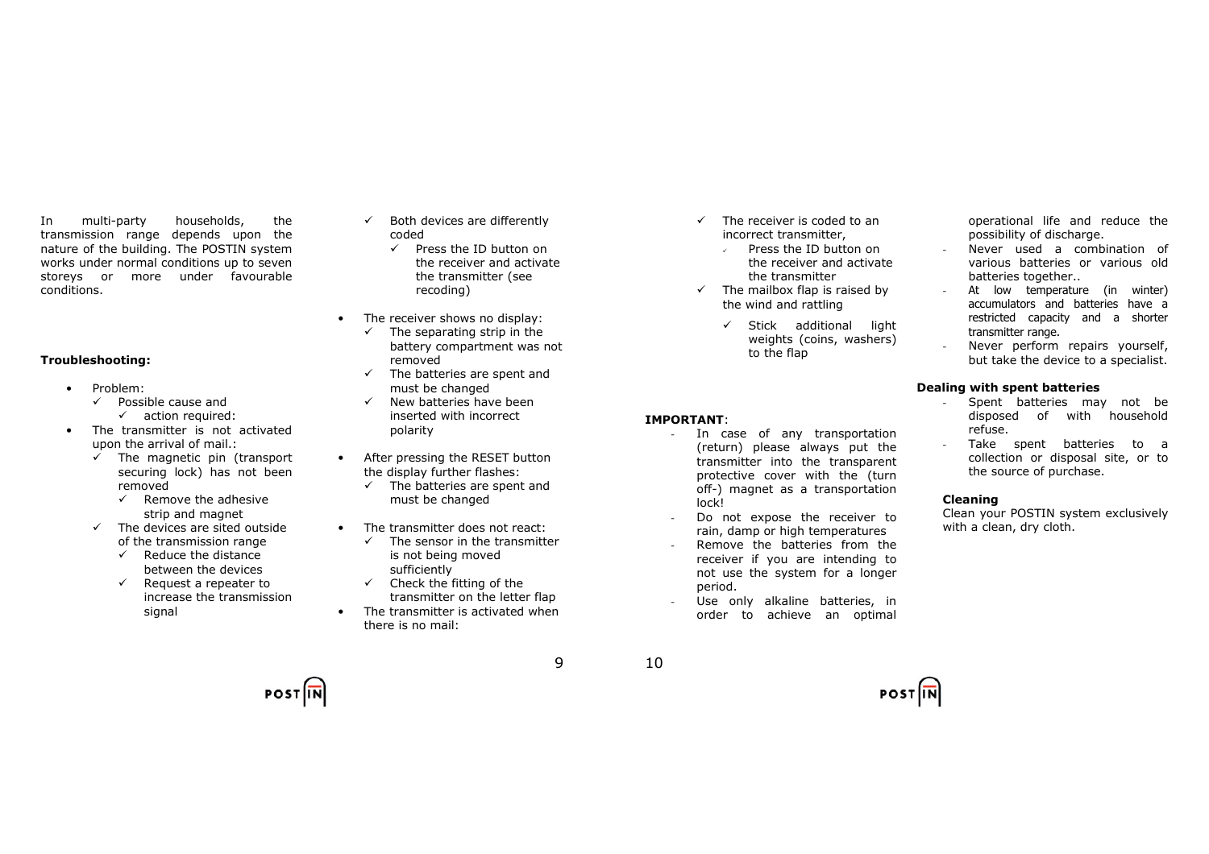In multi-party households, the transmission range depends upon the nature of the building. The POSTIN system works under normal conditions up to seven storeys or more under favourable conditions.

**Troubleshooting:**

- Problem:
  - ✓ Possible cause and
    - ✓ action required:
- The transmitter is not activated upon the arrival of mail.:
  - ✓ The magnetic pin (transport securing lock) has not been removed
    - ✓ Remove the adhesive strip and magnet
  - ✓ The devices are sited outside of the transmission range
    - ✓ Reduce the distance between the devices
    - ✓ Request a repeater to increase the transmission signal
  - ✓ Both devices are differently coded
    - ✓ Press the ID button on the receiver and activate the transmitter (see recoding)
- The receiver shows no display:
  - ✓ The separating strip in the battery compartment was not removed
  - ✓ The batteries are spent and must be changed
  - ✓ New batteries have been inserted with incorrect polarity
- After pressing the RESET button the display further flashes:
  - ✓ The batteries are spent and must be changed
- The transmitter does not react:
  - ✓ The sensor in the transmitter is not being moved sufficiently
  - ✓ Check the fitting of the transmitter on the letter flap
- The transmitter is activated when there is no mail:
  - ✓ The receiver is coded to an incorrect transmitter,
    - ✓ Press the ID button on the receiver and activate the transmitter
  - ✓ The mailbox flap is raised by the wind and rattling
    - ✓ Stick additional light weights (coins, washers) to the flap

**IMPORTANT**:

- In case of any transportation (return) please always put the transmitter into the transparent protective cover with the (turn off-) magnet as a transportation lock!
- Do not expose the receiver to rain, damp or high temperatures
- Remove the batteries from the receiver if you are intending to not use the system for a longer period.
- Use only alkaline batteries, in order to achieve an optimal operational life and reduce the possibility of discharge.
- Never used a combination of various batteries or various old batteries together..
- At low temperature (in winter) accumulators and batteries have a restricted capacity and a shorter transmitter range.
- Never perform repairs yourself, but take the device to a specialist.

**Dealing with spent batteries**

- Spent batteries may not be disposed of with household refuse.
- Take spent batteries to a collection or disposal site, or to the source of purchase.

**Cleaning**

Clean your POSTIN system exclusively with a clean, dry cloth.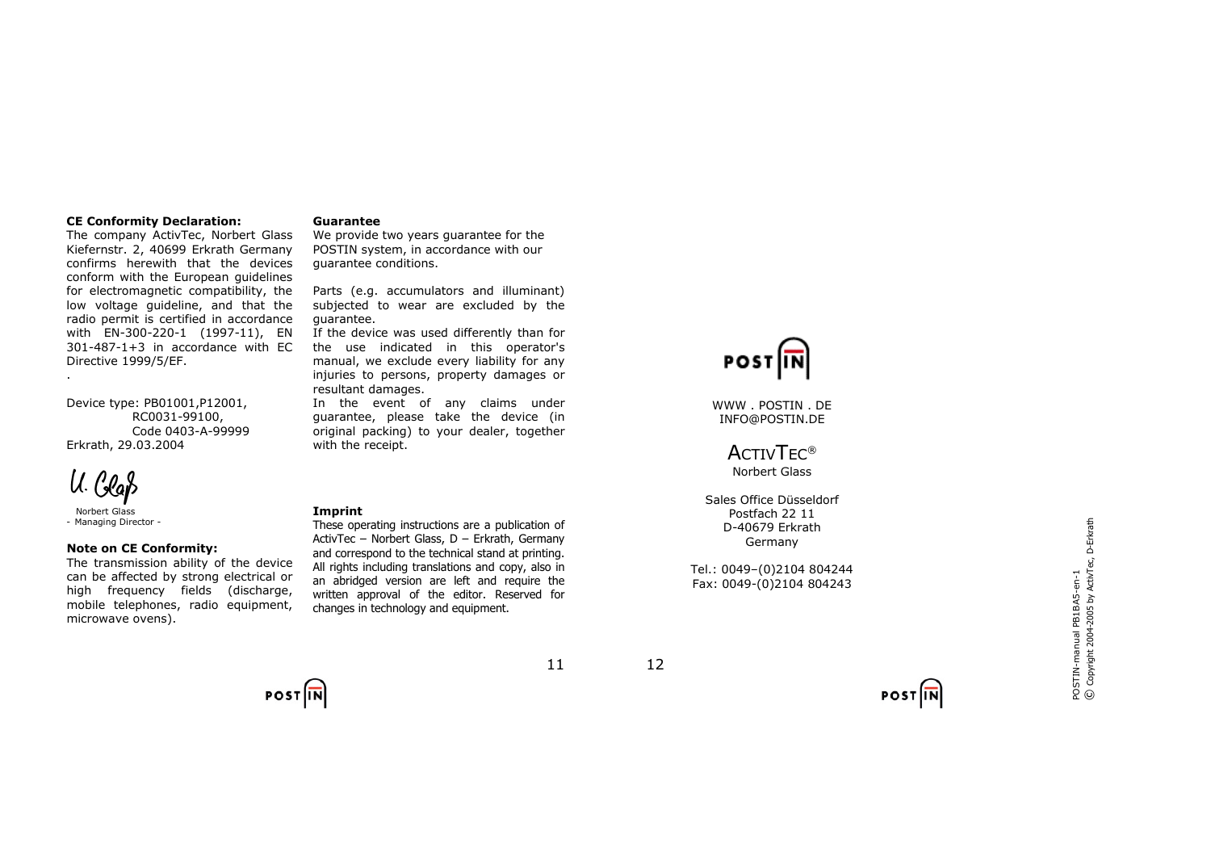**CE Conformity Declaration:**

The company ActivTec, Norbert Glass Kiefernstr. 2, 40699 Erkrath Germany confirms herewith that the devices conform with the European guidelines for electromagnetic compatibility, the low voltage guideline, and that the radio permit is certified in accordance with EN-300-220-1 (1997-11), EN 301-487-1+3 in accordance with EC Directive 1999/5/EF.

.

Device type: PB01001,P12001,
RC0031-99100,
Code 0403-A-99999
Erkrath, 29.03.2004

U. Glaß

Norbert Glass
- Managing Director -

**Note on CE Conformity:**

The transmission ability of the device can be affected by strong electrical or high frequency fields (discharge, mobile telephones, radio equipment, microwave ovens).

**Guarantee**

We provide two years guarantee for the POSTIN system, in accordance with our guarantee conditions.

Parts (e.g. accumulators and illuminant) subjected to wear are excluded by the guarantee.

If the device was used differently than for the use indicated in this operator's manual, we exclude every liability for any injuries to persons, property damages or resultant damages.

In the event of any claims under guarantee, please take the device (in original packing) to your dealer, together with the receipt.

**Imprint**

These operating instructions are a publication of ActivTec – Norbert Glass, D – Erkrath, Germany and correspond to the technical stand at printing. All rights including translations and copy, also in an abridged version are left and require the written approval of the editor. Reserved for changes in technology and equipment.

POST IN

WWW . POSTIN . DE
INFO@POSTIN.DE

ACTIVTEC®
Norbert Glass

Sales Office Düsseldorf
Postfach 22 11
D-40679 Erkrath
Germany

Tel.: 0049–(0)2104 804244
Fax: 0049-(0)2104 804243

POSTIN-manual PB1BA5-en-1
© Copyright 2004-2005 by ActivTec, D-Erkrath